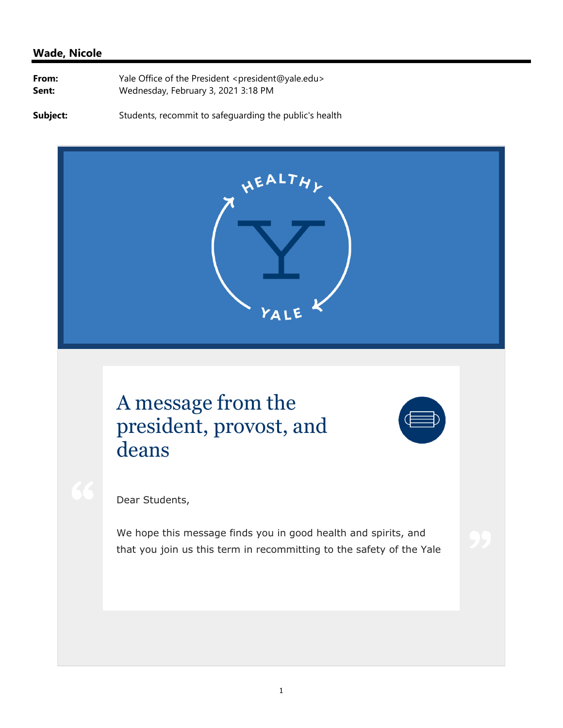**Wade, Nicole**

**From:** Yale Office of the President <president@yale.edu>
**Sent:** Wednesday, February 3, 2021 3:18 PM

**Subject:** Students, recommit to safeguarding the public's health

HEALTHY YALE

# A message from the president, provost, and deans

Dear Students,

We hope this message finds you in good health and spirits, and that you join us this term in recommitting to the safety of the Yale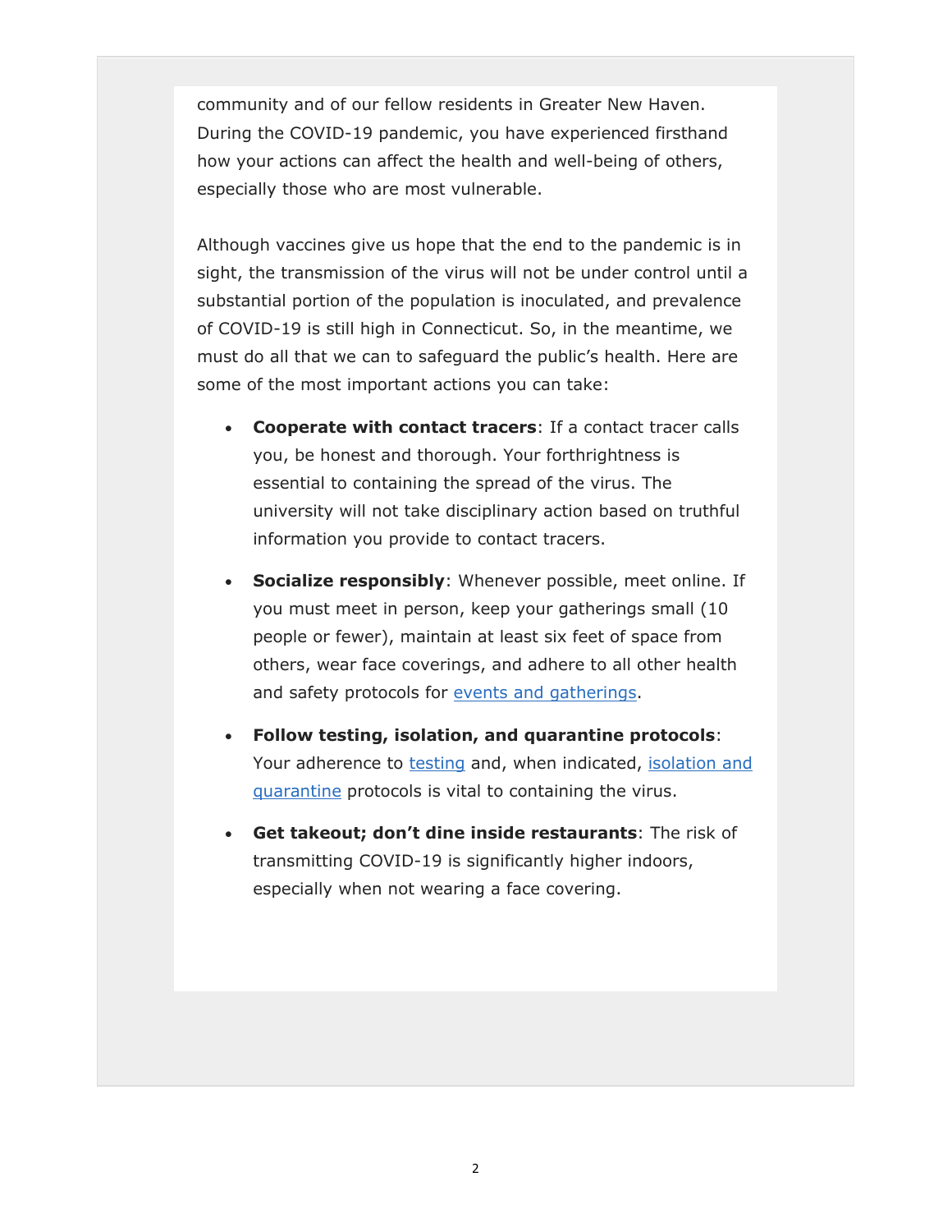community and of our fellow residents in Greater New Haven. During the COVID-19 pandemic, you have experienced firsthand how your actions can affect the health and well-being of others, especially those who are most vulnerable.

Although vaccines give us hope that the end to the pandemic is in sight, the transmission of the virus will not be under control until a substantial portion of the population is inoculated, and prevalence of COVID-19 is still high in Connecticut. So, in the meantime, we must do all that we can to safeguard the public's health. Here are some of the most important actions you can take:

- **Cooperate with contact tracers**: If a contact tracer calls you, be honest and thorough. Your forthrightness is essential to containing the spread of the virus. The university will not take disciplinary action based on truthful information you provide to contact tracers.
- **Socialize responsibly**: Whenever possible, meet online. If you must meet in person, keep your gatherings small (10 people or fewer), maintain at least six feet of space from others, wear face coverings, and adhere to all other health and safety protocols for events and gatherings.
- **Follow testing, isolation, and quarantine protocols**: Your adherence to testing and, when indicated, isolation and quarantine protocols is vital to containing the virus.
- **Get takeout; don't dine inside restaurants**: The risk of transmitting COVID-19 is significantly higher indoors, especially when not wearing a face covering.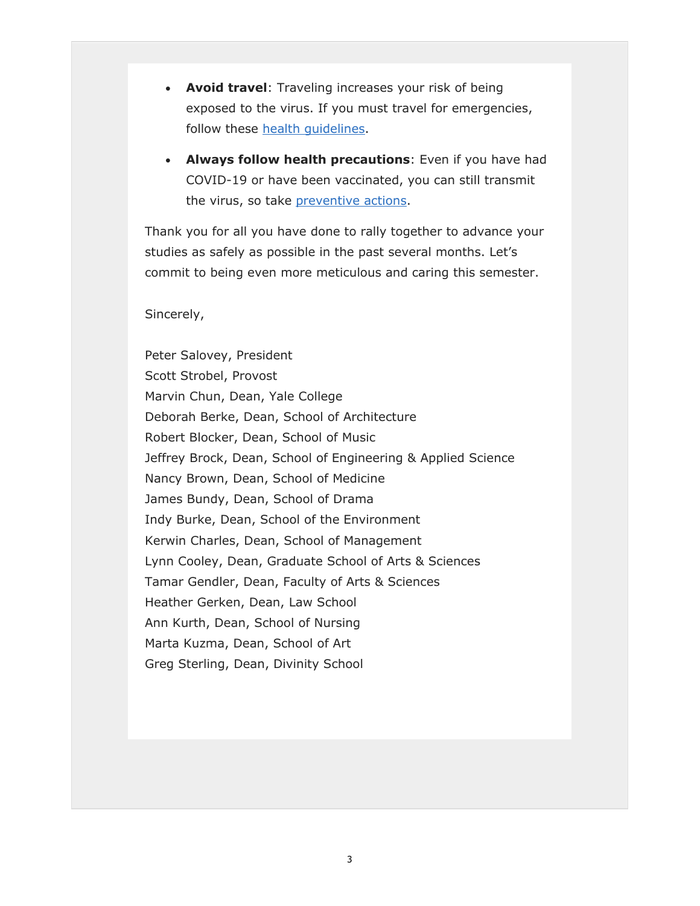- **Avoid travel**: Traveling increases your risk of being exposed to the virus. If you must travel for emergencies, follow these [health guidelines](#).
- **Always follow health precautions**: Even if you have had COVID-19 or have been vaccinated, you can still transmit the virus, so take [preventive actions](#).

Thank you for all you have done to rally together to advance your studies as safely as possible in the past several months. Let's commit to being even more meticulous and caring this semester.

Sincerely,

Peter Salovey, President
Scott Strobel, Provost
Marvin Chun, Dean, Yale College
Deborah Berke, Dean, School of Architecture
Robert Blocker, Dean, School of Music
Jeffrey Brock, Dean, School of Engineering & Applied Science
Nancy Brown, Dean, School of Medicine
James Bundy, Dean, School of Drama
Indy Burke, Dean, School of the Environment
Kerwin Charles, Dean, School of Management
Lynn Cooley, Dean, Graduate School of Arts & Sciences
Tamar Gendler, Dean, Faculty of Arts & Sciences
Heather Gerken, Dean, Law School
Ann Kurth, Dean, School of Nursing
Marta Kuzma, Dean, School of Art
Greg Sterling, Dean, Divinity School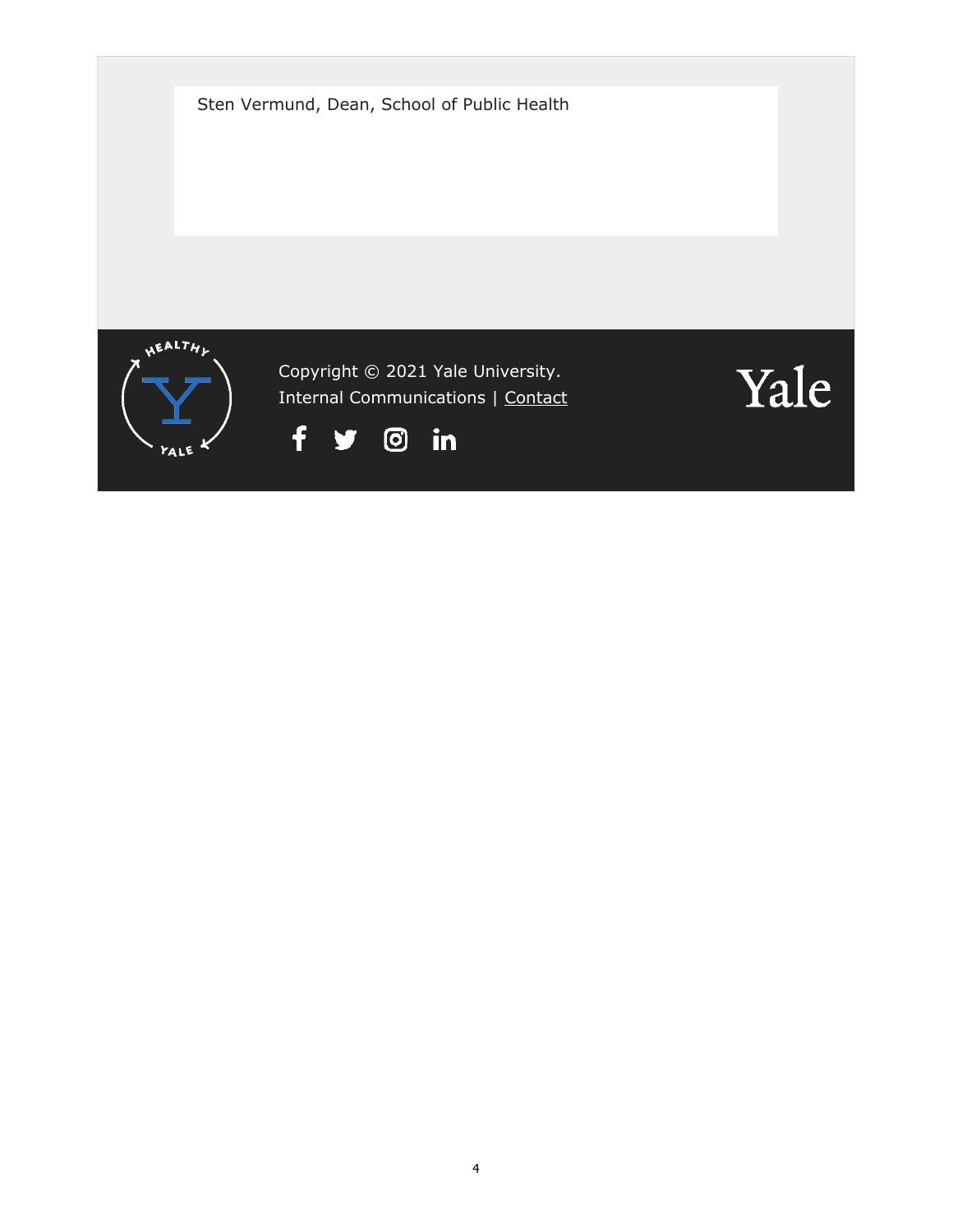Sten Vermund, Dean, School of Public Health

Copyright © 2021 Yale University.
Internal Communications | Contact